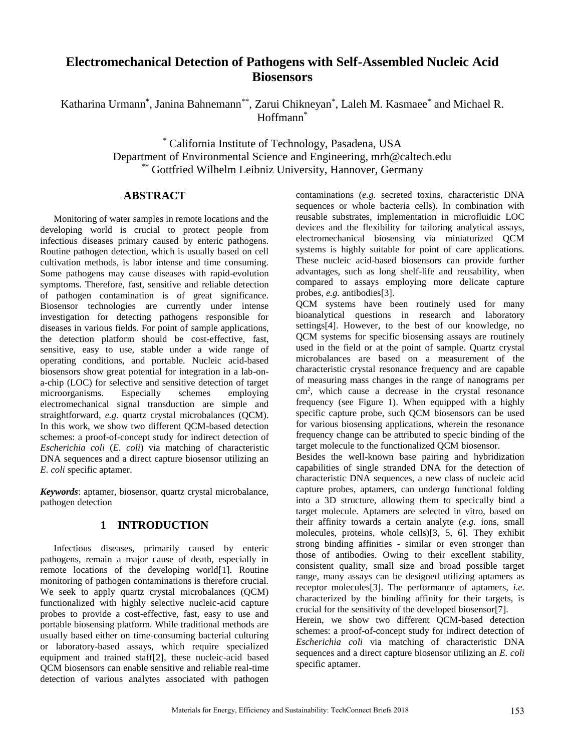# Electromechanical Detection of Pathogens with Self-Assembled Nucleic Acid Biosensors

Katharina Urmann[*], Janina Bahnemann[**], Zarui Chikneyan[*], Laleh M. Kasmaee[*] and Michael R. Hoffmann[*]

[*] California Institute of Technology, Pasadena, USA
Department of Environmental Science and Engineering, mrh@caltech.edu
[**] Gottfried Wilhelm Leibniz University, Hannover, Germany

## ABSTRACT

Monitoring of water samples in remote locations and the developing world is crucial to protect people from infectious diseases primary caused by enteric pathogens. Routine pathogen detection, which is usually based on cell cultivation methods, is labor intense and time consuming. Some pathogens may cause diseases with rapid-evolution symptoms. Therefore, fast, sensitive and reliable detection of pathogen contamination is of great significance. Biosensor technologies are currently under intense investigation for detecting pathogens responsible for diseases in various fields. For point of sample applications, the detection platform should be cost-effective, fast, sensitive, easy to use, stable under a wide range of operating conditions, and portable. Nucleic acid-based biosensors show great potential for integration in a lab-on-a-chip (LOC) for selective and sensitive detection of target microorganisms. Especially schemes employing electromechanical signal transduction are simple and straightforward, *e.g*. quartz crystal microbalances (QCM). In this work, we show two different QCM-based detection schemes: a proof-of-concept study for indirect detection of *Escherichia coli* (*E. coli*) via matching of characteristic DNA sequences and a direct capture biosensor utilizing an *E. coli* specific aptamer.

***Keywords***: aptamer, biosensor, quartz crystal microbalance, pathogen detection

## 1 INTRODUCTION

Infectious diseases, primarily caused by enteric pathogens, remain a major cause of death, especially in remote locations of the developing world[1]. Routine monitoring of pathogen contaminations is therefore crucial. We seek to apply quartz crystal microbalances (QCM) functionalized with highly selective nucleic-acid capture probes to provide a cost-effective, fast, easy to use and portable biosensing platform. While traditional methods are usually based either on time-consuming bacterial culturing or laboratory-based assays, which require specialized equipment and trained staff[2], these nucleic-acid based QCM biosensors can enable sensitive and reliable real-time detection of various analytes associated with pathogen contaminations (*e.g.* secreted toxins, characteristic DNA sequences or whole bacteria cells). In combination with reusable substrates, implementation in microfluidic LOC devices and the flexibility for tailoring analytical assays, electromechanical biosensing via miniaturized QCM systems is highly suitable for point of care applications. These nucleic acid-based biosensors can provide further advantages, such as long shelf-life and reusability, when compared to assays employing more delicate capture probes, *e.g.* antibodies[3].

QCM systems have been routinely used for many bioanalytical questions in research and laboratory settings[4]. However, to the best of our knowledge, no QCM systems for specific biosensing assays are routinely used in the field or at the point of sample. Quartz crystal microbalances are based on a measurement of the characteristic crystal resonance frequency and are capable of measuring mass changes in the range of nanograms per $cm^2$, which cause a decrease in the crystal resonance frequency (see Figure 1). When equipped with a highly specific capture probe, such QCM biosensors can be used for various biosensing applications, wherein the resonance frequency change can be attributed to specic binding of the target molecule to the functionalized QCM biosensor.

Besides the well-known base pairing and hybridization capabilities of single stranded DNA for the detection of characteristic DNA sequences, a new class of nucleic acid capture probes, aptamers, can undergo functional folding into a 3D structure, allowing them to specically bind a target molecule. Aptamers are selected in vitro, based on their affinity towards a certain analyte (*e.g.* ions, small molecules, proteins, whole cells)[3, 5, 6]. They exhibit strong binding affinities - similar or even stronger than those of antibodies. Owing to their excellent stability, consistent quality, small size and broad possible target range, many assays can be designed utilizing aptamers as receptor molecules[3]. The performance of aptamers, *i.e.* characterized by the binding affinity for their targets, is crucial for the sensitivity of the developed biosensor[7].

Herein, we show two different QCM-based detection schemes: a proof-of-concept study for indirect detection of *Escherichia coli* via matching of characteristic DNA sequences and a direct capture biosensor utilizing an *E. coli* specific aptamer.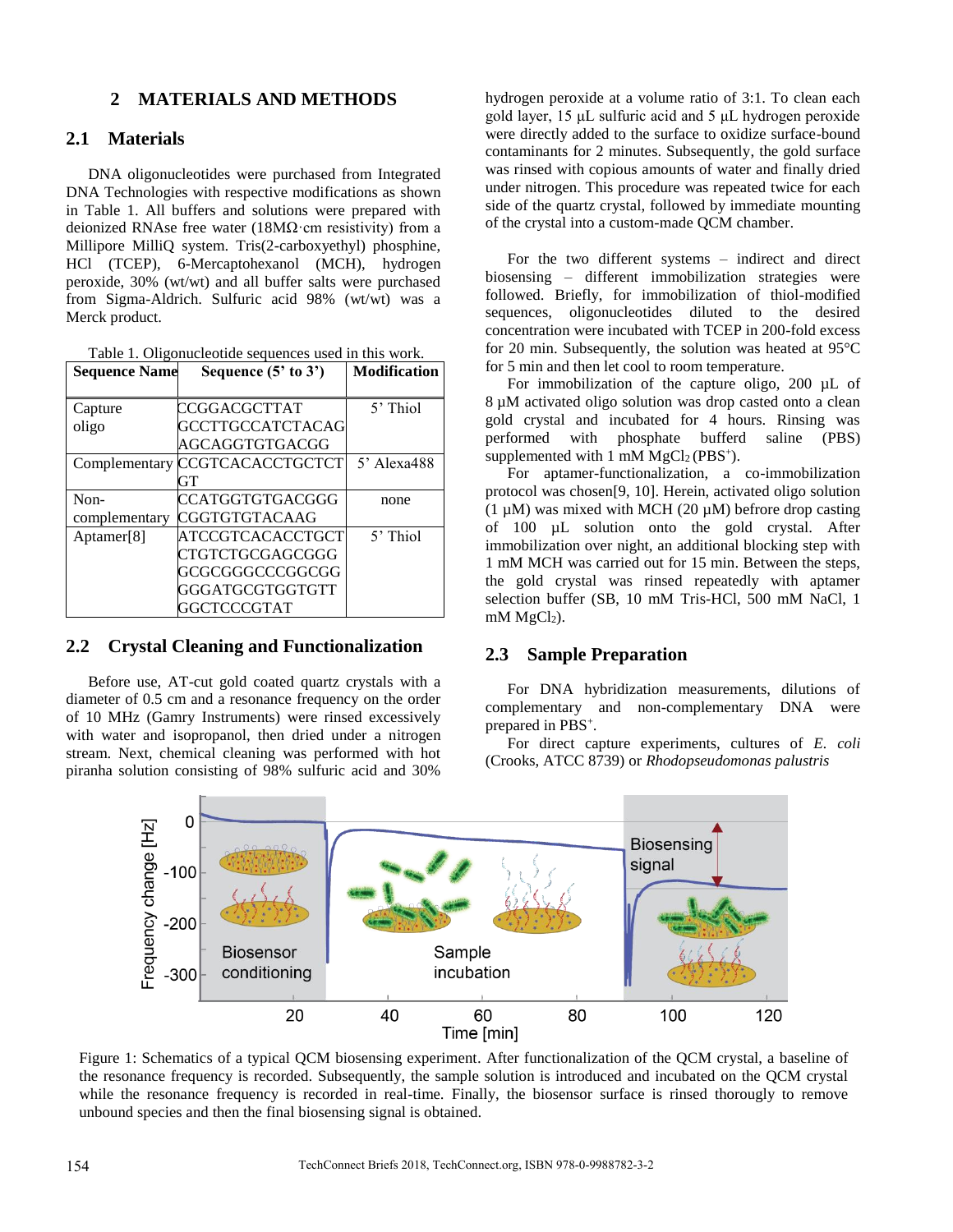## 2 MATERIALS AND METHODS

### 2.1 Materials

DNA oligonucleotides were purchased from Integrated DNA Technologies with respective modifications as shown in Table 1. All buffers and solutions were prepared with deionized RNAse free water (18MΩ·cm resistivity) from a Millipore MilliQ system. Tris(2-carboxyethyl) phosphine, HCl (TCEP), 6-Mercaptohexanol (MCH), hydrogen peroxide, 30% (wt/wt) and all buffer salts were purchased from Sigma-Aldrich. Sulfuric acid 98% (wt/wt) was a Merck product.

Table 1. Oligonucleotide sequences used in this work.

| Sequence Name | Sequence (5' to 3') | Modification |
|---|---|---|
| Capture oligo | CCGGACGCTTAT GCCTTGCCATCTACAG AGCAGGTGTGACGG | 5' Thiol |
| Complementary | CCGTCACACCTGCTCT GT | 5' Alexa488 |
| Non-complementary | CCATGGTGTGACGGG CGGTGTGTACAAG | none |
| Aptamer[8] | ATCCGTCACACCTGCT CTGTCTGCGAGCGGG GCGCGGGCCCGGCGG GGGATGCGTGGTGTT GGCTCCCGTAT | 5' Thiol |

### 2.2 Crystal Cleaning and Functionalization

Before use, AT-cut gold coated quartz crystals with a diameter of 0.5 cm and a resonance frequency on the order of 10 MHz (Gamry Instruments) were rinsed excessively with water and isopropanol, then dried under a nitrogen stream. Next, chemical cleaning was performed with hot piranha solution consisting of 98% sulfuric acid and 30% hydrogen peroxide at a volume ratio of 3:1. To clean each gold layer, 15 µL sulfuric acid and 5 µL hydrogen peroxide were directly added to the surface to oxidize surface-bound contaminants for 2 minutes. Subsequently, the gold surface was rinsed with copious amounts of water and finally dried under nitrogen. This procedure was repeated twice for each side of the quartz crystal, followed by immediate mounting of the crystal into a custom-made QCM chamber.

For the two different systems – indirect and direct biosensing – different immobilization strategies were followed. Briefly, for immobilization of thiol-modified sequences, oligonucleotides diluted to the desired concentration were incubated with TCEP in 200-fold excess for 20 min. Subsequently, the solution was heated at 95°C for 5 min and then let cool to room temperature.

For immobilization of the capture oligo, 200 µL of 8 µM activated oligo solution was drop casted onto a clean gold crystal and incubated for 4 hours. Rinsing was performed with phosphate bufferd saline (PBS) supplemented with 1 mM $MgCl_2$ ($PBS^+$).

For aptamer-functionalization, a co-immobilization protocol was chosen[9, 10]. Herein, activated oligo solution (1 µM) was mixed with MCH (20 µM) befrore drop casting of 100 µL solution onto the gold crystal. After immobilization over night, an additional blocking step with 1 mM MCH was carried out for 15 min. Between the steps, the gold crystal was rinsed repeatedly with aptamer selection buffer (SB, 10 mM Tris-HCl, 500 mM NaCl, 1 mM $MgCl_2$).

### 2.3 Sample Preparation

For DNA hybridization measurements, dilutions of complementary and non-complementary DNA were prepared in $PBS^+$.

For direct capture experiments, cultures of *E. coli* (Crooks, ATCC 8739) or *Rhodopseudomonas palustris*

Figure 1: Schematics of a typical QCM biosensing experiment. After functionalization of the QCM crystal, a baseline of the resonance frequency is recorded. Subsequently, the sample solution is introduced and incubated on the QCM crystal while the resonance frequency is recorded in real-time. Finally, the biosensor surface is rinsed thorougly to remove unbound species and then the final biosensing signal is obtained.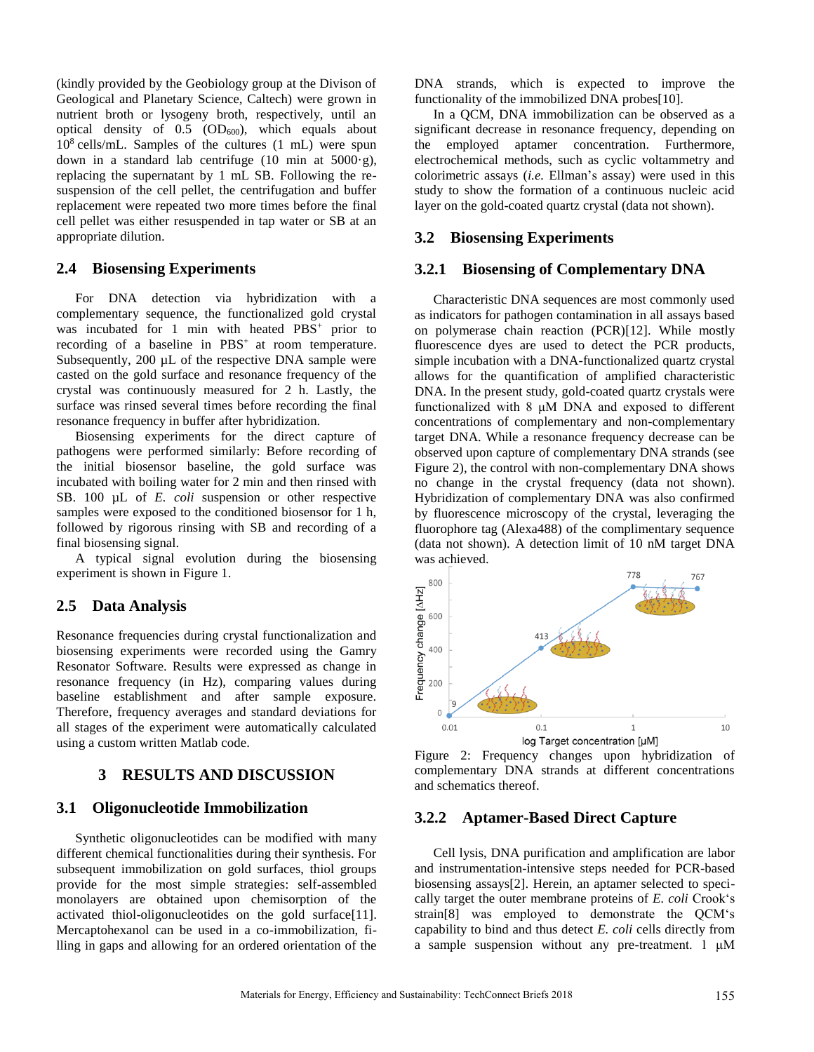(kindly provided by the Geobiology group at the Divison of Geological and Planetary Science, Caltech) were grown in nutrient broth or lysogeny broth, respectively, until an optical density of 0.5 ($OD_{600}$), which equals about $10^8$ cells/mL. Samples of the cultures (1 mL) were spun down in a standard lab centrifuge (10 min at 5000·g), replacing the supernatant by 1 mL SB. Following the re-suspension of the cell pellet, the centrifugation and buffer replacement were repeated two more times before the final cell pellet was either resuspended in tap water or SB at an appropriate dilution.

## 2.4 Biosensing Experiments

For DNA detection via hybridization with a complementary sequence, the functionalized gold crystal was incubated for 1 min with heated $PBS^+$ prior to recording of a baseline in $PBS^+$ at room temperature. Subsequently, 200 µL of the respective DNA sample were casted on the gold surface and resonance frequency of the crystal was continuously measured for 2 h. Lastly, the surface was rinsed several times before recording the final resonance frequency in buffer after hybridization.

Biosensing experiments for the direct capture of pathogens were performed similarly: Before recording of the initial biosensor baseline, the gold surface was incubated with boiling water for 2 min and then rinsed with SB. 100 µL of *E. coli* suspension or other respective samples were exposed to the conditioned biosensor for 1 h, followed by rigorous rinsing with SB and recording of a final biosensing signal.

A typical signal evolution during the biosensing experiment is shown in Figure 1.

## 2.5 Data Analysis

Resonance frequencies during crystal functionalization and biosensing experiments were recorded using the Gamry Resonator Software. Results were expressed as change in resonance frequency (in Hz), comparing values during baseline establishment and after sample exposure. Therefore, frequency averages and standard deviations for all stages of the experiment were automatically calculated using a custom written Matlab code.

# 3 RESULTS AND DISCUSSION

## 3.1 Oligonucleotide Immobilization

Synthetic oligonucleotides can be modified with many different chemical functionalities during their synthesis. For subsequent immobilization on gold surfaces, thiol groups provide for the most simple strategies: self-assembled monolayers are obtained upon chemisorption of the activated thiol-oligonucleotides on the gold surface[11]. Mercaptohexanol can be used in a co-immobilization, filling in gaps and allowing for an ordered orientation of the DNA strands, which is expected to improve the functionality of the immobilized DNA probes[10].

In a QCM, DNA immobilization can be observed as a significant decrease in resonance frequency, depending on the employed aptamer concentration. Furthermore, electrochemical methods, such as cyclic voltammetry and colorimetric assays (*i.e.* Ellman's assay) were used in this study to show the formation of a continuous nucleic acid layer on the gold-coated quartz crystal (data not shown).

## 3.2 Biosensing Experiments

### 3.2.1 Biosensing of Complementary DNA

Characteristic DNA sequences are most commonly used as indicators for pathogen contamination in all assays based on polymerase chain reaction (PCR)[12]. While mostly fluorescence dyes are used to detect the PCR products, simple incubation with a DNA-functionalized quartz crystal allows for the quantification of amplified characteristic DNA. In the present study, gold-coated quartz crystals were functionalized with 8 µM DNA and exposed to different concentrations of complementary and non-complementary target DNA. While a resonance frequency decrease can be observed upon capture of complementary DNA strands (see Figure 2), the control with non-complementary DNA shows no change in the crystal frequency (data not shown). Hybridization of complementary DNA was also confirmed by fluorescence microscopy of the crystal, leveraging the fluorophore tag (Alexa488) of the complimentary sequence (data not shown). A detection limit of 10 nM target DNA was achieved.

Figure 2: Frequency changes upon hybridization of complementary DNA strands at different concentrations and schematics thereof.

### 3.2.2 Aptamer-Based Direct Capture

Cell lysis, DNA purification and amplification are labor and instrumentation-intensive steps needed for PCR-based biosensing assays[2]. Herein, an aptamer selected to specifically target the outer membrane proteins of *E. coli* Crook's strain[8] was employed to demonstrate the QCM's capability to bind and thus detect *E. coli* cells directly from a sample suspension without any pre-treatment. 1 µM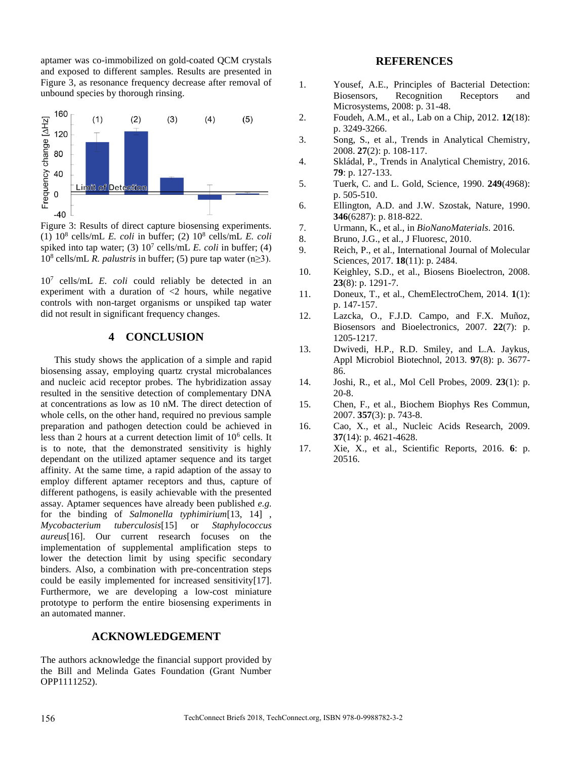aptamer was co-immobilized on gold-coated QCM crystals and exposed to different samples. Results are presented in Figure 3, as resonance frequency decrease after removal of unbound species by thorough rinsing.

Frequency change [ΔHz]
160
120
80
40
0
-40
(1) (2) (3) (4) (5)
Limit of Detection

Figure 3: Results of direct capture biosensing experiments. (1) $10^8$ cells/mL *E. coli* in buffer; (2) $10^8$ cells/mL *E. coli* spiked into tap water; (3) $10^7$ cells/mL *E. coli* in buffer; (4) $10^8$ cells/mL *R. palustris* in buffer; (5) pure tap water ($n \geq 3$).

$10^7$ cells/mL *E. coli* could reliably be detected in an experiment with a duration of <2 hours, while negative controls with non-target organisms or unspiked tap water did not result in significant frequency changes.

## 4 CONCLUSION

This study shows the application of a simple and rapid biosensing assay, employing quartz crystal microbalances and nucleic acid receptor probes. The hybridization assay resulted in the sensitive detection of complementary DNA at concentrations as low as 10 nM. The direct detection of whole cells, on the other hand, required no previous sample preparation and pathogen detection could be achieved in less than 2 hours at a current detection limit of $10^6$ cells. It is to note, that the demonstrated sensitivity is highly dependant on the utilized aptamer sequence and its target affinity. At the same time, a rapid adaption of the assay to employ different aptamer receptors and thus, capture of different pathogens, is easily achievable with the presented assay. Aptamer sequences have already been published *e.g.* for the binding of *Salmonella typhimirium*[13, 14] , *Mycobacterium tuberculosis*[15] or *Staphylococcus aureus*[16]. Our current research focuses on the implementation of supplemental amplification steps to lower the detection limit by using specific secondary binders. Also, a combination with pre-concentration steps could be easily implemented for increased sensitivity[17]. Furthermore, we are developing a low-cost miniature prototype to perform the entire biosensing experiments in an automated manner.

## ACKNOWLEDGEMENT

The authors acknowledge the financial support provided by the Bill and Melinda Gates Foundation (Grant Number OPP1111252).

## REFERENCES

1. Yousef, A.E., Principles of Bacterial Detection: Biosensors, Recognition Receptors and Microsystems, 2008: p. 31-48.
2. Foudeh, A.M., et al., Lab on a Chip, 2012. **12**(18): p. 3249-3266.
3. Song, S., et al., Trends in Analytical Chemistry, 2008. **27**(2): p. 108-117.
4. Skládal, P., Trends in Analytical Chemistry, 2016. **79**: p. 127-133.
5. Tuerk, C. and L. Gold, Science, 1990. **249**(4968): p. 505-510.
6. Ellington, A.D. and J.W. Szostak, Nature, 1990. **346**(6287): p. 818-822.
7. Urmann, K., et al., in *BioNanoMaterials*. 2016.
8. Bruno, J.G., et al., J Fluoresc, 2010.
9. Reich, P., et al., International Journal of Molecular Sciences, 2017. **18**(11): p. 2484.
10. Keighley, S.D., et al., Biosens Bioelectron, 2008. **23**(8): p. 1291-7.
11. Doneux, T., et al., ChemElectroChem, 2014. **1**(1): p. 147-157.
12. Lazcka, O., F.J.D. Campo, and F.X. Muñoz, Biosensors and Bioelectronics, 2007. **22**(7): p. 1205-1217.
13. Dwivedi, H.P., R.D. Smiley, and L.A. Jaykus, Appl Microbiol Biotechnol, 2013. **97**(8): p. 3677-86.
14. Joshi, R., et al., Mol Cell Probes, 2009. **23**(1): p. 20-8.
15. Chen, F., et al., Biochem Biophys Res Commun, 2007. **357**(3): p. 743-8.
16. Cao, X., et al., Nucleic Acids Research, 2009. **37**(14): p. 4621-4628.
17. Xie, X., et al., Scientific Reports, 2016. **6**: p. 20516.